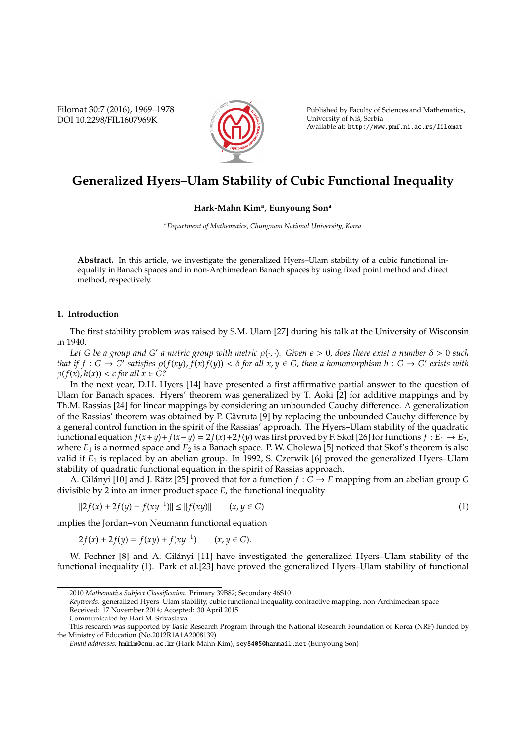# Generalized Hyers–Ulam Stability of Cubic Functional Inequality

**Hark-Mahn Kim[a], Eunyoung Son[a]**

[a]*Department of Mathematics, Chungnam National University, Korea*

**Abstract.** In this article, we investigate the generalized Hyers–Ulam stability of a cubic functional inequality in Banach spaces and in non-Archimedean Banach spaces by using fixed point method and direct method, respectively.

## 1. Introduction

The first stability problem was raised by S.M. Ulam [27] during his talk at the University of Wisconsin in 1940.

*Let $G$ be a group and $G'$ a metric group with metric $\rho(\cdot,\cdot)$. Given $\epsilon > 0$, does there exist a number $\delta > 0$ such that if $f : G \to G'$ satisfies $\rho(f(xy), f(x)f(y)) < \delta$ for all $x, y \in G$, then a homomorphism $h : G \to G'$ exists with $\rho(f(x), h(x)) < \epsilon$ for all $x \in G$?*

In the next year, D.H. Hyers [14] have presented a first affirmative partial answer to the question of Ulam for Banach spaces. Hyers' theorem was generalized by T. Aoki [2] for additive mappings and by Th.M. Rassias [24] for linear mappings by considering an unbounded Cauchy difference. A generalization of the Rassias' theorem was obtained by P. Găvruta [9] by replacing the unbounded Cauchy difference by a general control function in the spirit of the Rassias' approach. The Hyers–Ulam stability of the quadratic functional equation $f(x+y)+f(x-y) = 2f(x)+2f(y)$ was first proved by F. Skof [26] for functions $f : E_1 \to E_2$, where $E_1$ is a normed space and $E_2$ is a Banach space. P. W. Cholewa [5] noticed that Skof's theorem is also valid if $E_1$ is replaced by an abelian group. In 1992, S. Czerwik [6] proved the generalized Hyers–Ulam stability of quadratic functional equation in the spirit of Rassias approach.

A. Gilányi [10] and J. Rätz [25] proved that for a function $f : G \to E$ mapping from an abelian group $G$ divisible by 2 into an inner product space $E$, the functional inequality

$$\|2f(x) + 2f(y) - f(xy^{-1})\| \le \|f(xy)\| \qquad (x, y \in G) \tag{1}$$

implies the Jordan–von Neumann functional equation

$$2f(x) + 2f(y) = f(xy) + f(xy^{-1}) \qquad (x, y \in G).$$

W. Fechner [8] and A. Gilányi [11] have investigated the generalized Hyers–Ulam stability of the functional inequality (1). Park et al.[23] have proved the generalized Hyers–Ulam stability of functional

---

2010 *Mathematics Subject Classification*. Primary 39B82; Secondary 46S10

*Keywords*. generalized Hyers–Ulam stability, cubic functional inequality, contractive mapping, non-Archimedean space

Received: 17 November 2014; Accepted: 30 April 2015

Communicated by Hari M. Srivastava

This research was supported by Basic Research Program through the National Research Foundation of Korea (NRF) funded by the Ministry of Education (No.2012R1A1A2008139)

*Email addresses:* hmkim@cnu.ac.kr (Hark-Mahn Kim), sey8405@hanmail.net (Eunyoung Son)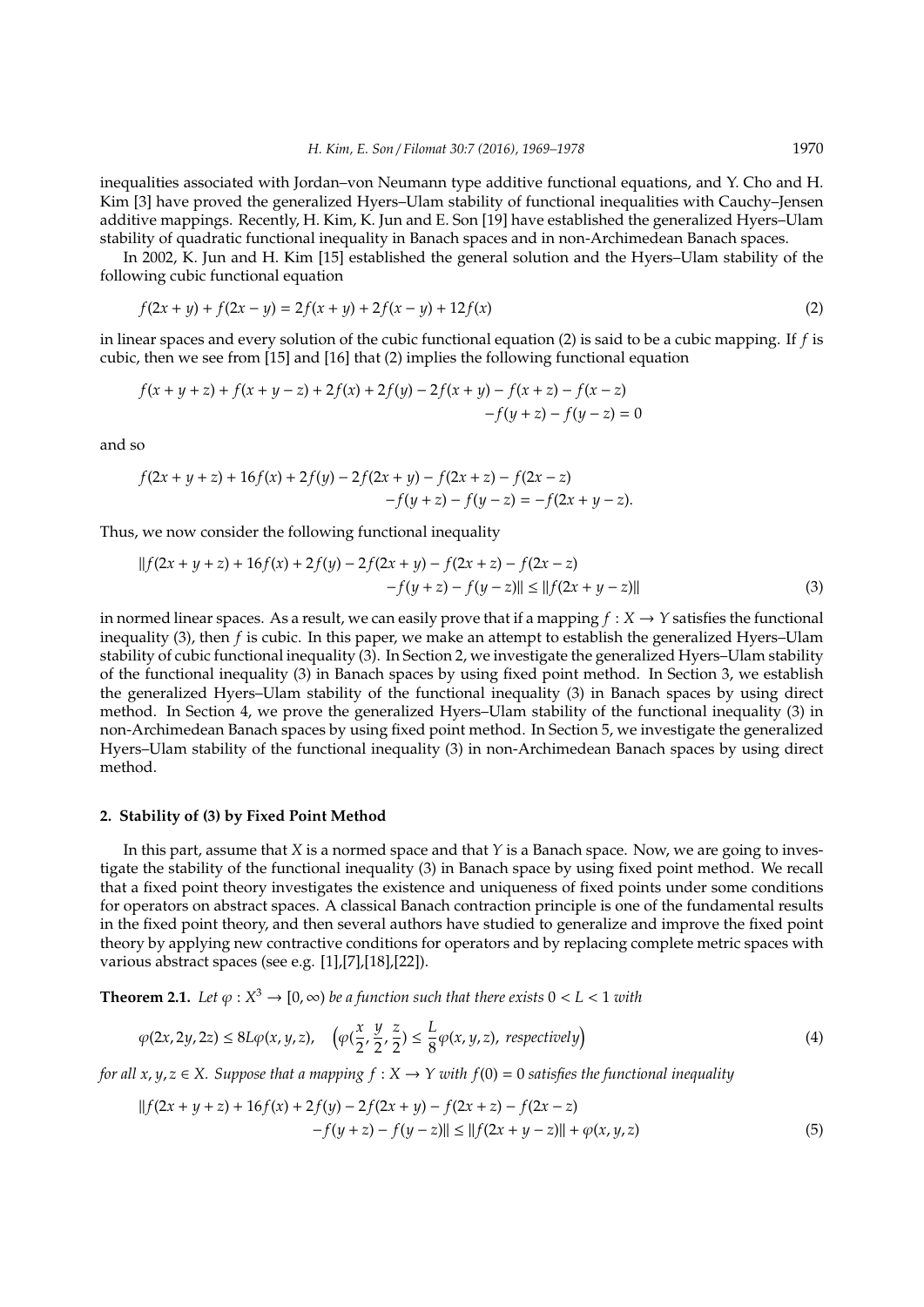inequalities associated with Jordan–von Neumann type additive functional equations, and Y. Cho and H. Kim [3] have proved the generalized Hyers–Ulam stability of functional inequalities with Cauchy–Jensen additive mappings. Recently, H. Kim, K. Jun and E. Son [19] have established the generalized Hyers–Ulam stability of quadratic functional inequality in Banach spaces and in non-Archimedean Banach spaces.

In 2002, K. Jun and H. Kim [15] established the general solution and the Hyers–Ulam stability of the following cubic functional equation

$$f(2x+y) + f(2x-y) = 2f(x+y) + 2f(x-y) + 12f(x) \tag{2}$$

in linear spaces and every solution of the cubic functional equation (2) is said to be a cubic mapping. If $f$ is cubic, then we see from [15] and [16] that (2) implies the following functional equation

$$f(x+y+z) + f(x+y-z) + 2f(x) + 2f(y) - 2f(x+y) - f(x+z) - f(x-z) \\ -f(y+z) - f(y-z) = 0$$

and so

$$f(2x+y+z) + 16f(x) + 2f(y) - 2f(2x+y) - f(2x+z) - f(2x-z) \\ -f(y+z) - f(y-z) = -f(2x+y-z).$$

Thus, we now consider the following functional inequality

$$\|f(2x+y+z) + 16f(x) + 2f(y) - 2f(2x+y) - f(2x+z) - f(2x-z) \\ -f(y+z) - f(y-z)\| \leq \|f(2x+y-z)\| \tag{3}$$

in normed linear spaces. As a result, we can easily prove that if a mapping $f : X \to Y$ satisfies the functional inequality (3), then $f$ is cubic. In this paper, we make an attempt to establish the generalized Hyers–Ulam stability of cubic functional inequality (3). In Section 2, we investigate the generalized Hyers–Ulam stability of the functional inequality (3) in Banach spaces by using fixed point method. In Section 3, we establish the generalized Hyers–Ulam stability of the functional inequality (3) in Banach spaces by using direct method. In Section 4, we prove the generalized Hyers–Ulam stability of the functional inequality (3) in non-Archimedean Banach spaces by using fixed point method. In Section 5, we investigate the generalized Hyers–Ulam stability of the functional inequality (3) in non-Archimedean Banach spaces by using direct method.

## 2. Stability of (3) by Fixed Point Method

In this part, assume that $X$ is a normed space and that $Y$ is a Banach space. Now, we are going to investigate the stability of the functional inequality (3) in Banach space by using fixed point method. We recall that a fixed point theory investigates the existence and uniqueness of fixed points under some conditions for operators on abstract spaces. A classical Banach contraction principle is one of the fundamental results in the fixed point theory, and then several authors have studied to generalize and improve the fixed point theory by applying new contractive conditions for operators and by replacing complete metric spaces with various abstract spaces (see e.g. [1],[7],[18],[22]).

**Theorem 2.1.** *Let $\varphi : X^3 \to [0, \infty)$ be a function such that there exists $0 < L < 1$ with*

$$\varphi(2x, 2y, 2z) \leq 8L\varphi(x, y, z), \quad \Big(\varphi(\frac{x}{2}, \frac{y}{2}, \frac{z}{2}) \leq \frac{L}{8}\varphi(x, y, z), \text{ respectively}\Big) \tag{4}$$

*for all $x, y, z \in X$. Suppose that a mapping $f : X \to Y$ with $f(0) = 0$ satisfies the functional inequality*

$$\|f(2x+y+z) + 16f(x) + 2f(y) - 2f(2x+y) - f(2x+z) - f(2x-z) \\ -f(y+z) - f(y-z)\| \leq \|f(2x+y-z)\| + \varphi(x, y, z) \tag{5}$$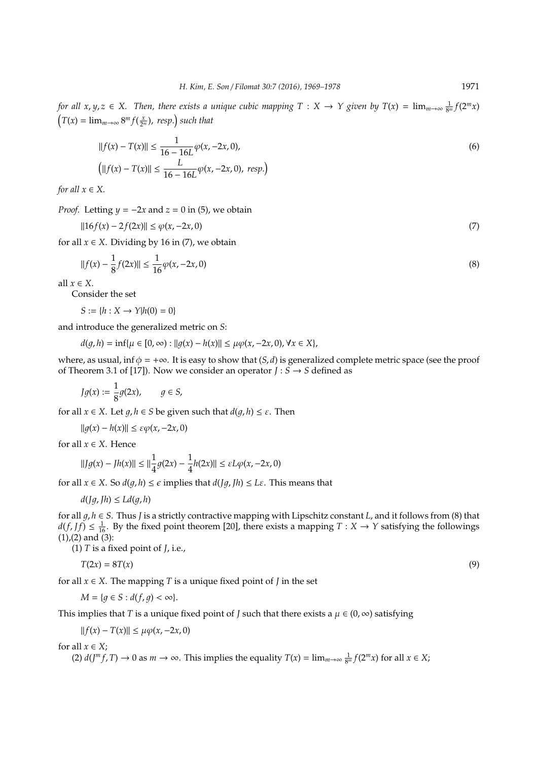*for all $x, y, z \in X$. Then, there exists a unique cubic mapping $T : X \to Y$ given by $T(x) = \lim_{m\to\infty} \frac{1}{8^m} f(2^m x)$ $\left(T(x) = \lim_{m\to\infty} 8^m f(\frac{x}{2^m}),\ resp.\right)$ such that*

$$\|f(x) - T(x)\| \le \frac{1}{16 - 16L}\varphi(x, -2x, 0), \tag{6}$$

$$\left(\|f(x) - T(x)\| \le \frac{L}{16 - 16L}\varphi(x, -2x, 0),\ resp.\right)$$

*for all $x \in X$.*

*Proof.* Letting $y = -2x$ and $z = 0$ in (5), we obtain

$$\|16f(x) - 2f(2x)\| \le \varphi(x, -2x, 0) \tag{7}$$

for all $x \in X$. Dividing by 16 in (7), we obtain

$$\|f(x) - \frac{1}{8}f(2x)\| \le \frac{1}{16}\varphi(x, -2x, 0) \tag{8}$$

all $x \in X$.

Consider the set

$$S := \{h : X \to Y | h(0) = 0\}$$

and introduce the generalized metric on $S$:

$$d(g, h) = \inf\{\mu \in [0, \infty) : \|g(x) - h(x)\| \le \mu\varphi(x, -2x, 0), \forall x \in X\},$$

where, as usual, $\inf \phi = +\infty$. It is easy to show that $(S, d)$ is generalized complete metric space (see the proof of Theorem 3.1 of [17]). Now we consider an operator $J : S \to S$ defined as

$$Jg(x) := \frac{1}{8}g(2x), \qquad g \in S,$$

for all $x \in X$. Let $g, h \in S$ be given such that $d(g, h) \le \varepsilon$. Then

$$\|g(x) - h(x)\| \le \varepsilon\varphi(x, -2x, 0)$$

for all $x \in X$. Hence

$$\|Jg(x) - Jh(x)\| \le \|\frac{1}{4}g(2x) - \frac{1}{4}h(2x)\| \le \varepsilon L\varphi(x, -2x, 0)$$

for all $x \in X$. So $d(g, h) \le \epsilon$ implies that $d(Jg, Jh) \le L\varepsilon$. This means that

$$d(Jg, Jh) \le Ld(g, h)$$

for all $g, h \in S$. Thus $J$ is a strictly contractive mapping with Lipschitz constant $L$, and it follows from (8) that $d(f, Jf) \le \frac{1}{16}$. By the fixed point theorem [20], there exists a mapping $T : X \to Y$ satisfying the followings (1),(2) and (3):

(1) $T$ is a fixed point of $J$, i.e.,

$$T(2x) = 8T(x) \tag{9}$$

for all $x \in X$. The mapping $T$ is a unique fixed point of $J$ in the set

$$M = \{g \in S : d(f, g) < \infty\}.$$

This implies that $T$ is a unique fixed point of $J$ such that there exists a $\mu \in (0, \infty)$ satisfying

$$\|f(x) - T(x)\| \le \mu\varphi(x, -2x, 0)$$

for all $x \in X$;

(2) $d(J^m f, T) \to 0$ as $m \to \infty$. This implies the equality $T(x) = \lim_{m\to\infty} \frac{1}{8^m} f(2^m x)$ for all $x \in X$;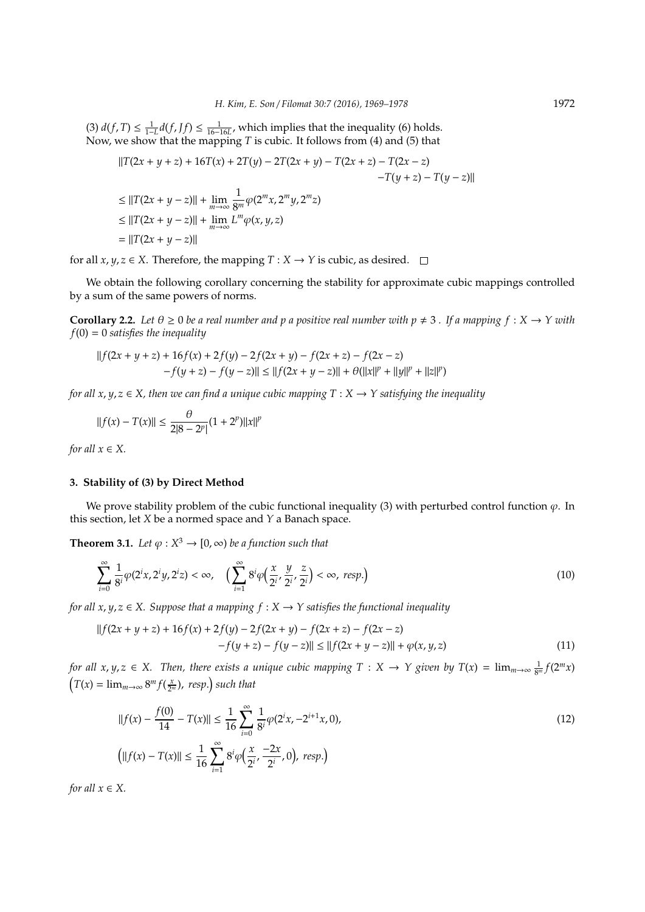(3) $d(f,T) \le \frac{1}{1-L}d(f,Jf) \le \frac{1}{16-16L}$, which implies that the inequality (6) holds.
Now, we show that the mapping $T$ is cubic. It follows from (4) and (5) that

$$
\begin{aligned}
&\|T(2x+y+z)+16T(x)+2T(y)-2T(2x+y)-T(2x+z)-T(2x-z) \\
&\qquad\qquad\qquad\qquad\qquad\qquad\qquad\qquad -T(y+z)-T(y-z)\| \\
&\le \|T(2x+y-z)\| + \lim_{m\to\infty}\frac{1}{8^m}\varphi(2^m x, 2^m y, 2^m z) \\
&\le \|T(2x+y-z)\| + \lim_{m\to\infty} L^m \varphi(x,y,z) \\
&= \|T(2x+y-z)\|
\end{aligned}
$$

for all $x,y,z \in X$. Therefore, the mapping $T : X \to Y$ is cubic, as desired. $\square$

We obtain the following corollary concerning the stability for approximate cubic mappings controlled by a sum of the same powers of norms.

**Corollary 2.2.** *Let $\theta \ge 0$ be a real number and $p$ a positive real number with $p \ne 3$ . If a mapping $f : X \to Y$ with $f(0) = 0$ satisfies the inequality*

$$
\begin{aligned}
&\|f(2x+y+z)+16f(x)+2f(y)-2f(2x+y)-f(2x+z)-f(2x-z) \\
&\qquad -f(y+z)-f(y-z)\| \le \|f(2x+y-z)\| + \theta(\|x\|^p+\|y\|^p+\|z\|^p)
\end{aligned}
$$

*for all $x,y,z \in X$, then we can find a unique cubic mapping $T : X \to Y$ satisfying the inequality*

$$
\|f(x)-T(x)\| \le \frac{\theta}{2|8-2^p|}(1+2^p)\|x\|^p
$$

*for all $x \in X$.*

## 3. Stability of (3) by Direct Method

We prove stability problem of the cubic functional inequality (3) with perturbed control function $\varphi$. In this section, let $X$ be a normed space and $Y$ a Banach space.

**Theorem 3.1.** *Let $\varphi : X^3 \to [0,\infty)$ be a function such that*

$$
\sum_{i=0}^{\infty}\frac{1}{8^i}\varphi(2^i x, 2^i y, 2^i z) < \infty, \quad \Big(\sum_{i=1}^{\infty} 8^i \varphi\Big(\frac{x}{2^i}, \frac{y}{2^i}, \frac{z}{2^i}\Big) < \infty, \ resp.\Big) \tag{10}
$$

*for all $x,y,z \in X$. Suppose that a mapping $f : X \to Y$ satisfies the functional inequality*

$$
\begin{aligned}
&\|f(2x+y+z)+16f(x)+2f(y)-2f(2x+y)-f(2x+z)-f(2x-z) \\
&\qquad -f(y+z)-f(y-z)\| \le \|f(2x+y-z)\| + \varphi(x,y,z)
\end{aligned} \tag{11}
$$

*for all $x,y,z \in X$. Then, there exists a unique cubic mapping $T : X \to Y$ given by $T(x) = \lim_{m\to\infty}\frac{1}{8^m}f(2^m x)$ $\big(T(x) = \lim_{m\to\infty} 8^m f(\frac{x}{2^m}),\ resp.\big)$ such that*

$$
\|f(x) - \frac{f(0)}{14} - T(x)\| \le \frac{1}{16}\sum_{i=0}^{\infty}\frac{1}{8^i}\varphi(2^i x, -2^{i+1}x, 0), \tag{12}
$$

$$
\Big(\|f(x)-T(x)\| \le \frac{1}{16}\sum_{i=1}^{\infty} 8^i \varphi\Big(\frac{x}{2^i}, \frac{-2x}{2^i}, 0\Big),\ resp.\Big)
$$

*for all $x \in X$.*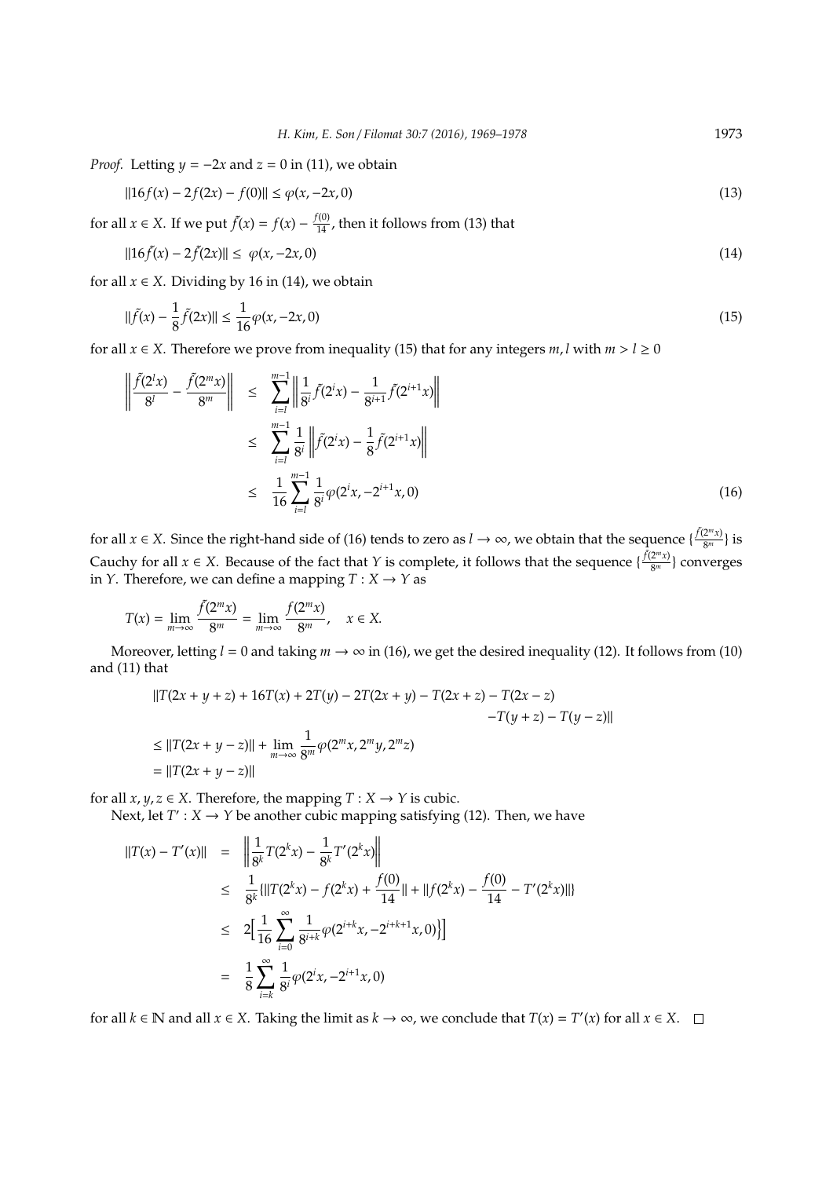*Proof.* Letting $y = -2x$ and $z = 0$ in (11), we obtain

$$\|16f(x) - 2f(2x) - f(0)\| \leq \varphi(x, -2x, 0) \tag{13}$$

for all $x \in X$. If we put $\tilde{f}(x) = f(x) - \frac{f(0)}{14}$, then it follows from (13) that

$$\|16\tilde{f}(x) - 2\tilde{f}(2x)\| \leq \varphi(x, -2x, 0) \tag{14}$$

for all $x \in X$. Dividing by 16 in (14), we obtain

$$\|\tilde{f}(x) - \frac{1}{8}\tilde{f}(2x)\| \leq \frac{1}{16}\varphi(x, -2x, 0) \tag{15}$$

for all $x \in X$. Therefore we prove from inequality (15) that for any integers $m, l$ with $m > l \geq 0$

$$\begin{aligned}
\left\| \frac{\tilde{f}(2^l x)}{8^l} - \frac{\tilde{f}(2^m x)}{8^m} \right\| &\leq \sum_{i=l}^{m-1} \left\| \frac{1}{8^i}\tilde{f}(2^i x) - \frac{1}{8^{i+1}}\tilde{f}(2^{i+1}x) \right\| \\
&\leq \sum_{i=l}^{m-1} \frac{1}{8^i} \left\| \tilde{f}(2^i x) - \frac{1}{8}\tilde{f}(2^{i+1}x) \right\| \\
&\leq \frac{1}{16} \sum_{i=l}^{m-1} \frac{1}{8^i} \varphi(2^i x, -2^{i+1}x, 0)
\end{aligned} \tag{16}$$

for all $x \in X$. Since the right-hand side of (16) tends to zero as $l \to \infty$, we obtain that the sequence $\{\frac{\tilde{f}(2^m x)}{8^m}\}$ is Cauchy for all $x \in X$. Because of the fact that $Y$ is complete, it follows that the sequence $\{\frac{\tilde{f}(2^m x)}{8^m}\}$ converges in $Y$. Therefore, we can define a mapping $T : X \to Y$ as

$$T(x) = \lim_{m\to\infty} \frac{\tilde{f}(2^m x)}{8^m} = \lim_{m\to\infty} \frac{f(2^m x)}{8^m}, \quad x \in X.$$

Moreover, letting $l = 0$ and taking $m \to \infty$ in (16), we get the desired inequality (12). It follows from (10) and (11) that

$$\begin{aligned}
&\|T(2x + y + z) + 16T(x) + 2T(y) - 2T(2x + y) - T(2x + z) - T(2x - z) \\
&\qquad\qquad\qquad\qquad\qquad\qquad\qquad\qquad - T(y + z) - T(y - z)\| \\
&\leq \|T(2x + y - z)\| + \lim_{m\to\infty} \frac{1}{8^m}\varphi(2^m x, 2^m y, 2^m z) \\
&= \|T(2x + y - z)\|
\end{aligned}$$

for all $x, y, z \in X$. Therefore, the mapping $T : X \to Y$ is cubic.

Next, let $T' : X \to Y$ be another cubic mapping satisfying (12). Then, we have

$$\begin{aligned}
\|T(x) - T'(x)\| &= \left\| \frac{1}{8^k}T(2^k x) - \frac{1}{8^k}T'(2^k x) \right\| \\
&\leq \frac{1}{8^k}\{\|T(2^k x) - f(2^k x) + \frac{f(0)}{14}\| + \|f(2^k x) - \frac{f(0)}{14} - T'(2^k x)\|\} \\
&\leq 2\Big[\frac{1}{16}\sum_{i=0}^{\infty} \frac{1}{8^{i+k}}\varphi(2^{i+k}x, -2^{i+k+1}x, 0)\}\Big] \\
&= \frac{1}{8}\sum_{i=k}^{\infty} \frac{1}{8^i}\varphi(2^i x, -2^{i+1}x, 0)
\end{aligned}$$

for all $k \in \mathbb{N}$ and all $x \in X$. Taking the limit as $k \to \infty$, we conclude that $T(x) = T'(x)$ for all $x \in X$. □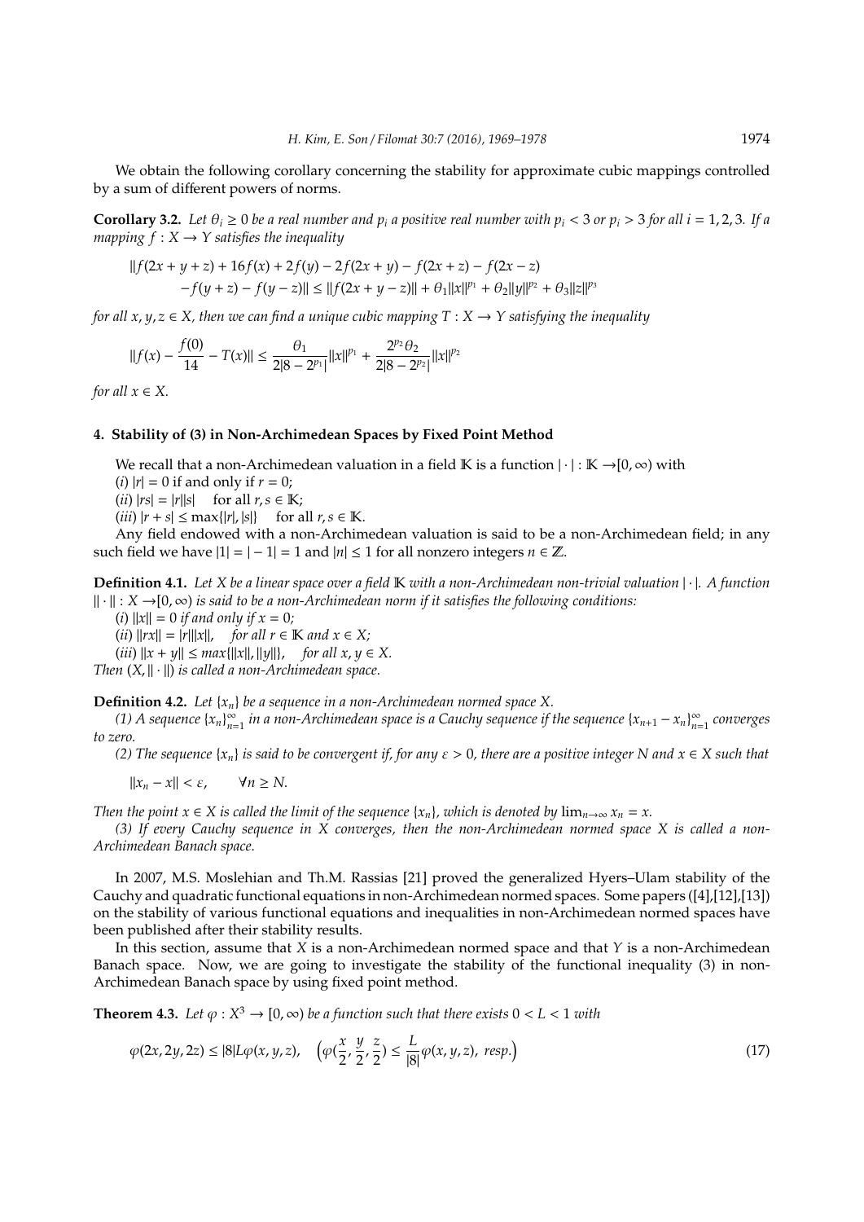We obtain the following corollary concerning the stability for approximate cubic mappings controlled by a sum of different powers of norms.

**Corollary 3.2.** *Let $\theta_i \geq 0$ be a real number and $p_i$ a positive real number with $p_i < 3$ or $p_i > 3$ for all $i = 1, 2, 3$. If a mapping $f : X \to Y$ satisfies the inequality*

$$\|f(2x+y+z) + 16f(x) + 2f(y) - 2f(2x+y) - f(2x+z) - f(2x-z) \\ - f(y+z) - f(y-z)\| \leq \|f(2x+y-z)\| + \theta_1\|x\|^{p_1} + \theta_2\|y\|^{p_2} + \theta_3\|z\|^{p_3}$$

*for all $x, y, z \in X$, then we can find a unique cubic mapping $T : X \to Y$ satisfying the inequality*

$$\|f(x) - \frac{f(0)}{14} - T(x)\| \leq \frac{\theta_1}{2|8-2^{p_1}|}\|x\|^{p_1} + \frac{2^{p_2}\theta_2}{2|8-2^{p_2}|}\|x\|^{p_2}$$

*for all $x \in X$.*

## 4. Stability of (3) in Non-Archimedean Spaces by Fixed Point Method

We recall that a non-Archimedean valuation in a field $\mathbb{K}$ is a function $|\cdot| : \mathbb{K} \to [0, \infty)$ with

$(i)$ $|r| = 0$ if and only if $r = 0$;

$(ii)$ $|rs| = |r||s|$ for all $r, s \in \mathbb{K}$;

$(iii)$ $|r+s| \leq \max\{|r|, |s|\}$ for all $r, s \in \mathbb{K}$.

Any field endowed with a non-Archimedean valuation is said to be a non-Archimedean field; in any such field we have $|1| = |-1| = 1$ and $|n| \leq 1$ for all nonzero integers $n \in \mathbb{Z}$.

**Definition 4.1.** *Let $X$ be a linear space over a field $\mathbb{K}$ with a non-Archimedean non-trivial valuation $|\cdot|$. A function $\|\cdot\| : X \to [0, \infty)$ is said to be a non-Archimedean norm if it satisfies the following conditions:*

*$(i)$ $\|x\| = 0$ if and only if $x = 0$;*

*$(ii)$ $\|rx\| = |r|\|x\|$, for all $r \in \mathbb{K}$ and $x \in X$;*

*$(iii)$ $\|x+y\| \leq max\{\|x\|, \|y\|\}$, for all $x, y \in X$.*

*Then $(X, \|\cdot\|)$ is called a non-Archimedean space.*

**Definition 4.2.** *Let $\{x_n\}$ be a sequence in a non-Archimedean normed space $X$.*

*(1) A sequence $\{x_n\}_{n=1}^{\infty}$ in a non-Archimedean space is a Cauchy sequence if the sequence $\{x_{n+1} - x_n\}_{n=1}^{\infty}$ converges to zero.*

*(2) The sequence $\{x_n\}$ is said to be convergent if, for any $\varepsilon > 0$, there are a positive integer $N$ and $x \in X$ such that*

$$\|x_n - x\| < \varepsilon, \qquad \forall n \geq N.$$

*Then the point $x \in X$ is called the limit of the sequence $\{x_n\}$, which is denoted by $\lim_{n\to\infty} x_n = x$.*

*(3) If every Cauchy sequence in $X$ converges, then the non-Archimedean normed space $X$ is called a non-Archimedean Banach space.*

In 2007, M.S. Moslehian and Th.M. Rassias [21] proved the generalized Hyers–Ulam stability of the Cauchy and quadratic functional equations in non-Archimedean normed spaces. Some papers ([4],[12],[13]) on the stability of various functional equations and inequalities in non-Archimedean normed spaces have been published after their stability results.

In this section, assume that $X$ is a non-Archimedean normed space and that $Y$ is a non-Archimedean Banach space. Now, we are going to investigate the stability of the functional inequality (3) in non-Archimedean Banach space by using fixed point method.

**Theorem 4.3.** *Let $\varphi : X^3 \to [0, \infty)$ be a function such that there exists $0 < L < 1$ with*

$$\varphi(2x, 2y, 2z) \leq |8|L\varphi(x, y, z), \quad \left(\varphi(\frac{x}{2}, \frac{y}{2}, \frac{z}{2}) \leq \frac{L}{|8|}\varphi(x, y, z), \ resp.\right) \tag{17}$$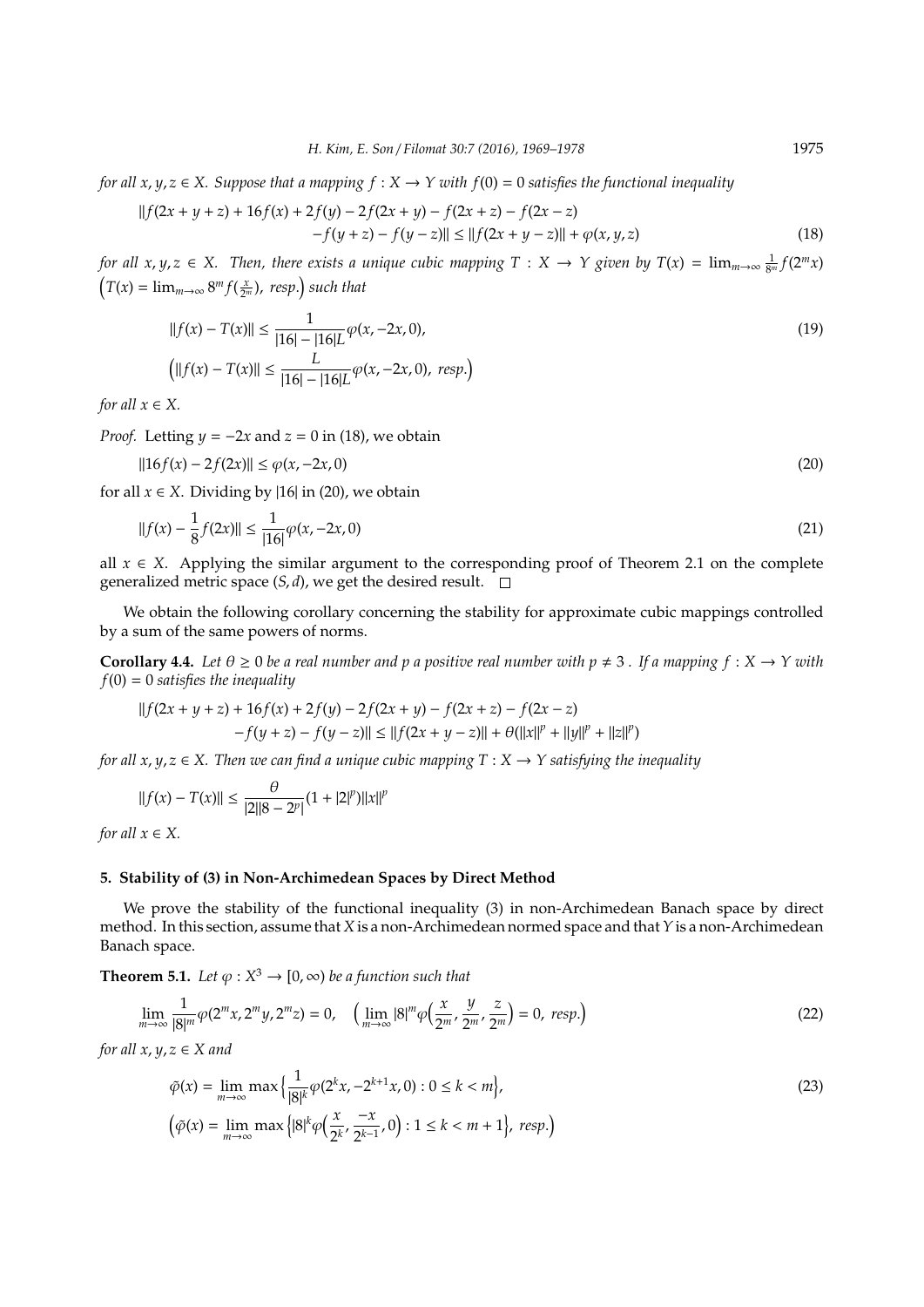*for all $x, y, z \in X$. Suppose that a mapping $f : X \to Y$ with $f(0) = 0$ satisfies the functional inequality*

$$\begin{aligned}\|f(2x+y+z) + 16f(x) + 2f(y) - 2f(2x+y) - f(2x+z) - f(2x-z)\\ - f(y+z) - f(y-z)\| \le \|f(2x+y-z)\| + \varphi(x,y,z)\end{aligned} \tag{18}$$

*for all $x, y, z \in X$. Then, there exists a unique cubic mapping $T : X \to Y$ given by $T(x) = \lim_{m\to\infty} \frac{1}{8^m} f(2^m x)$ $\left(T(x) = \lim_{m\to\infty} 8^m f(\frac{x}{2^m}),\ resp.\right)$ such that*

$$\|f(x) - T(x)\| \le \frac{1}{|16| - |16|L}\varphi(x, -2x, 0), \tag{19}$$

$$\left(\|f(x) - T(x)\| \le \frac{L}{|16| - |16|L}\varphi(x, -2x, 0),\ resp.\right)$$

*for all $x \in X$.*

*Proof.* Letting $y = -2x$ and $z = 0$ in (18), we obtain

$$\|16f(x) - 2f(2x)\| \le \varphi(x, -2x, 0) \tag{20}$$

for all $x \in X$. Dividing by $|16|$ in (20), we obtain

$$\|f(x) - \frac{1}{8}f(2x)\| \le \frac{1}{|16|}\varphi(x, -2x, 0) \tag{21}$$

all $x \in X$. Applying the similar argument to the corresponding proof of Theorem 2.1 on the complete generalized metric space $(S, d)$, we get the desired result. □

We obtain the following corollary concerning the stability for approximate cubic mappings controlled by a sum of the same powers of norms.

**Corollary 4.4.** *Let $\theta \ge 0$ be a real number and $p$ a positive real number with $p \ne 3$ . If a mapping $f : X \to Y$ with $f(0) = 0$ satisfies the inequality*

$$\begin{aligned}\|f(2x+y+z) + 16f(x) + 2f(y) - 2f(2x+y) - f(2x+z) - f(2x-z)\\ - f(y+z) - f(y-z)\| \le \|f(2x+y-z)\| + \theta(\|x\|^p + \|y\|^p + \|z\|^p)\end{aligned}$$

*for all $x, y, z \in X$. Then we can find a unique cubic mapping $T : X \to Y$ satisfying the inequality*

$$\|f(x) - T(x)\| \le \frac{\theta}{|2||8 - 2^p|}(1 + |2|^p)\|x\|^p$$

*for all $x \in X$.*

## 5. Stability of (3) in Non-Archimedean Spaces by Direct Method

We prove the stability of the functional inequality (3) in non-Archimedean Banach space by direct method. In this section, assume that $X$ is a non-Archimedean normed space and that $Y$ is a non-Archimedean Banach space.

**Theorem 5.1.** *Let $\varphi : X^3 \to [0, \infty)$ be a function such that*

$$\lim_{m\to\infty} \frac{1}{|8|^m}\varphi(2^m x, 2^m y, 2^m z) = 0, \quad \left(\lim_{m\to\infty} |8|^m \varphi\left(\frac{x}{2^m}, \frac{y}{2^m}, \frac{z}{2^m}\right) = 0,\ resp.\right) \tag{22}$$

*for all $x, y, z \in X$ and*

$$\tilde{\varphi}(x) = \lim_{m\to\infty} \max\left\{\frac{1}{|8|^k}\varphi(2^k x, -2^{k+1}x, 0) : 0 \le k < m\right\}, \tag{23}$$

$$\left(\tilde{\varphi}(x) = \lim_{m\to\infty} \max\left\{|8|^k \varphi\left(\frac{x}{2^k}, \frac{-x}{2^{k-1}}, 0\right) : 1 \le k < m+1\right\},\ resp.\right)$$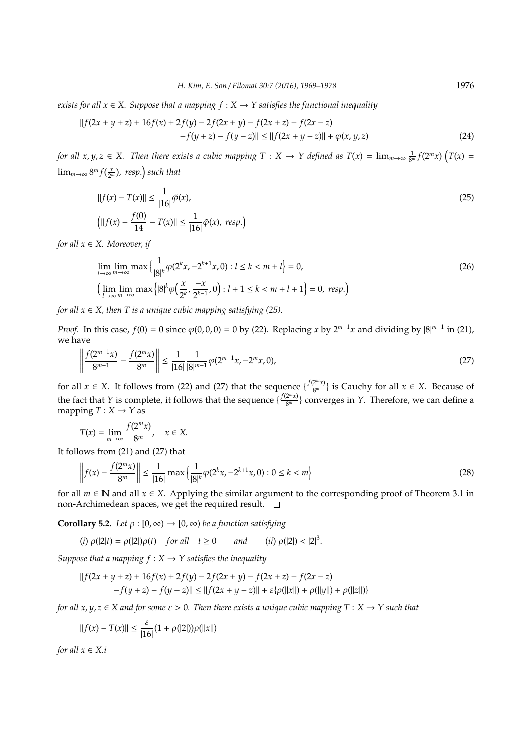*exists for all $x \in X$. Suppose that a mapping $f : X \to Y$ satisfies the functional inequality*

$$\|f(2x+y+z) + 16f(x) + 2f(y) - 2f(2x+y) - f(2x+z) - f(2x-z) \\ -f(y+z) - f(y-z)\| \leq \|f(2x+y-z)\| + \varphi(x,y,z) \tag{24}$$

*for all $x, y, z \in X$. Then there exists a cubic mapping $T : X \to Y$ defined as $T(x) = \lim_{m\to\infty} \frac{1}{8^m} f(2^m x)$ $\Big(T(x) = \lim_{m\to\infty} 8^m f(\frac{x}{2^m})$, resp.$\Big)$ such that*

$$\|f(x) - T(x)\| \leq \frac{1}{|16|}\tilde{\varphi}(x), \tag{25}$$

$$\Big(\|f(x) - \frac{f(0)}{14} - T(x)\| \leq \frac{1}{|16|}\tilde{\varphi}(x), \text{ resp.}\Big)$$

*for all $x \in X$. Moreover, if*

$$\lim_{l\to\infty}\lim_{m\to\infty} \max\Big\{\frac{1}{|8|^k}\varphi(2^k x, -2^{k+1}x, 0) : l \leq k < m+l\Big\} = 0, \tag{26}$$

$$\Big(\lim_{l\to\infty}\lim_{m\to\infty} \max\Big\{|8|^k \varphi\Big(\frac{x}{2^k}, \frac{-x}{2^{k-1}}, 0\Big) : l+1 \leq k < m+l+1\Big\} = 0, \text{ resp.}\Big)$$

*for all $x \in X$, then $T$ is a unique cubic mapping satisfying (25).*

*Proof.* In this case, $f(0) = 0$ since $\varphi(0,0,0) = 0$ by (22). Replacing $x$ by $2^{m-1}x$ and dividing by $|8|^{m-1}$ in (21), we have

$$\left\|\frac{f(2^{m-1}x)}{8^{m-1}} - \frac{f(2^m x)}{8^m}\right\| \leq \frac{1}{|16|}\frac{1}{|8|^{m-1}}\varphi(2^{m-1}x, -2^m x, 0), \tag{27}$$

for all $x \in X$. It follows from (22) and (27) that the sequence $\{\frac{f(2^m x)}{8^m}\}$ is Cauchy for all $x \in X$. Because of the fact that $Y$ is complete, it follows that the sequence $\{\frac{f(2^m x)}{8^m}\}$ converges in $Y$. Therefore, we can define a mapping $T : X \to Y$ as

$$T(x) = \lim_{m\to\infty} \frac{f(2^m x)}{8^m}, \quad x \in X.$$

It follows from (21) and (27) that

$$\left\|f(x) - \frac{f(2^m x)}{8^m}\right\| \leq \frac{1}{|16|}\max\Big\{\frac{1}{|8|^k}\varphi(2^k x, -2^{k+1}x, 0) : 0 \leq k < m\Big\} \tag{28}$$

for all $m \in \mathbb{N}$ and all $x \in X$. Applying the similar argument to the corresponding proof of Theorem 3.1 in non-Archimedean spaces, we get the required result. $\square$

**Corollary 5.2.** *Let $\rho : [0,\infty) \to [0,\infty)$ be a function satisfying*

$(i)$ $\rho(|2|t) = \rho(|2|)\rho(t)$ *for all* $t \geq 0$ *and* $(ii)$ $\rho(|2|) < |2|^3$.

*Suppose that a mapping $f : X \to Y$ satisfies the inequality*

$$\|f(2x+y+z) + 16f(x) + 2f(y) - 2f(2x+y) - f(2x+z) - f(2x-z) \\ -f(y+z) - f(y-z)\| \leq \|f(2x+y-z)\| + \varepsilon\{\rho(\|x\|) + \rho(\|y\|) + \rho(\|z\|)\}$$

*for all $x, y, z \in X$ and for some $\varepsilon > 0$. Then there exists a unique cubic mapping $T : X \to Y$ such that*

$$\|f(x) - T(x)\| \leq \frac{\varepsilon}{|16|}(1 + \rho(|2|))\rho(\|x\|)$$

*for all $x \in X$.i*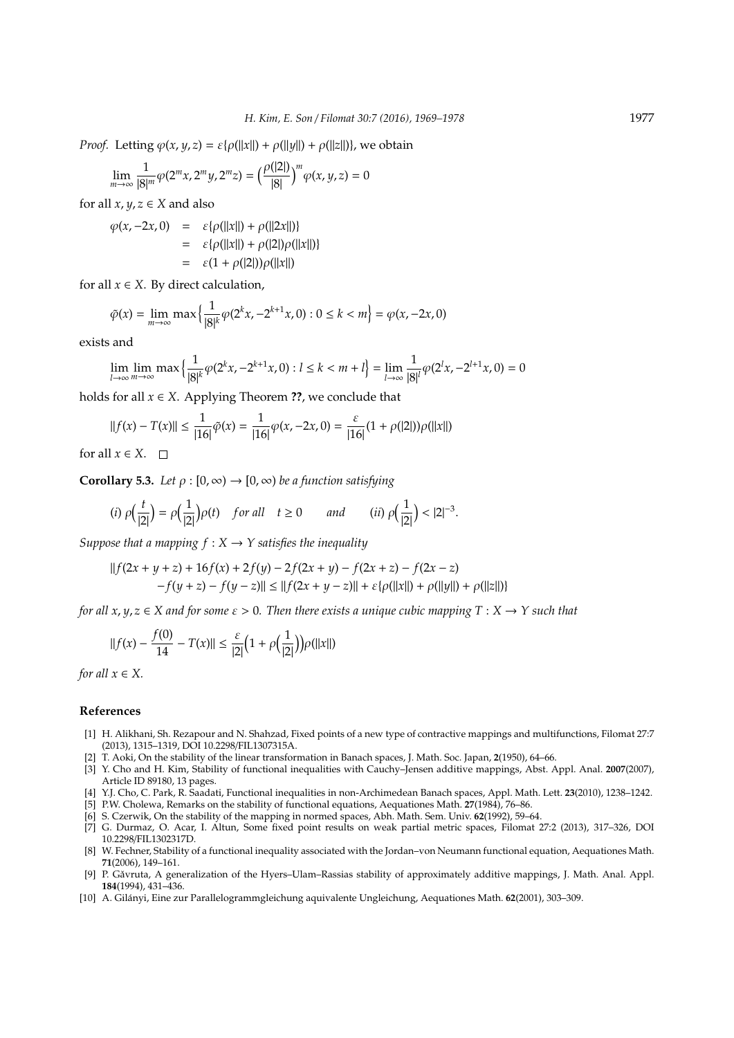*Proof.* Letting $\varphi(x, y, z) = \varepsilon\{\rho(\|x\|) + \rho(\|y\|) + \rho(\|z\|)\}$, we obtain

$$\lim_{m\to\infty} \frac{1}{|8|^m}\varphi(2^m x, 2^m y, 2^m z) = \Big(\frac{\rho(|2|)}{|8|}\Big)^m \varphi(x, y, z) = 0$$

for all $x, y, z \in X$ and also

$$\begin{aligned}
\varphi(x, -2x, 0) &= \varepsilon\{\rho(\|x\|) + \rho(\|2x\|)\} \\
&= \varepsilon\{\rho(\|x\|) + \rho(|2|)\rho(\|x\|)\} \\
&= \varepsilon(1 + \rho(|2|))\rho(\|x\|)
\end{aligned}$$

for all $x \in X$. By direct calculation,

$$\tilde{\varphi}(x) = \lim_{m\to\infty} \max\Big\{\frac{1}{|8|^k}\varphi(2^k x, -2^{k+1}x, 0) : 0 \le k < m\Big\} = \varphi(x, -2x, 0)$$

exists and

$$\lim_{l\to\infty}\lim_{m\to\infty} \max\Big\{\frac{1}{|8|^k}\varphi(2^k x, -2^{k+1}x, 0) : l \le k < m + l\Big\} = \lim_{l\to\infty} \frac{1}{|8|^l}\varphi(2^l x, -2^{l+1}x, 0) = 0$$

holds for all $x \in X$. Applying Theorem **??**, we conclude that

$$\|f(x) - T(x)\| \le \frac{1}{|16|}\tilde{\varphi}(x) = \frac{1}{|16|}\varphi(x, -2x, 0) = \frac{\varepsilon}{|16|}(1 + \rho(|2|))\rho(\|x\|)$$

for all $x \in X$. □

**Corollary 5.3.** *Let $\rho : [0, \infty) \to [0, \infty)$ be a function satisfying*

$$(i)\ \rho\Big(\frac{t}{|2|}\Big) = \rho\Big(\frac{1}{|2|}\Big)\rho(t) \quad \textit{for all} \quad t \ge 0 \qquad \textit{and} \qquad (ii)\ \rho\Big(\frac{1}{|2|}\Big) < |2|^{-3}.$$

*Suppose that a mapping $f : X \to Y$ satisfies the inequality*

$$\begin{aligned}
&\|f(2x + y + z) + 16f(x) + 2f(y) - 2f(2x + y) - f(2x + z) - f(2x - z) \\
&\quad - f(y + z) - f(y - z)\| \le \|f(2x + y - z)\| + \varepsilon\{\rho(\|x\|) + \rho(\|y\|) + \rho(\|z\|)\}
\end{aligned}$$

*for all $x, y, z \in X$ and for some $\varepsilon > 0$. Then there exists a unique cubic mapping $T : X \to Y$ such that*

$$\|f(x) - \frac{f(0)}{14} - T(x)\| \le \frac{\varepsilon}{|2|}\Big(1 + \rho\Big(\frac{1}{|2|}\Big)\Big)\rho(\|x\|)$$

*for all $x \in X$.*

## References

[1] H. Alikhani, Sh. Rezapour and N. Shahzad, Fixed points of a new type of contractive mappings and multifunctions, Filomat 27:7 (2013), 1315–1319, DOI 10.2298/FIL1307315A.

[2] T. Aoki, On the stability of the linear transformation in Banach spaces, J. Math. Soc. Japan, **2**(1950), 64–66.

[3] Y. Cho and H. Kim, Stability of functional inequalities with Cauchy–Jensen additive mappings, Abst. Appl. Anal. **2007**(2007), Article ID 89180, 13 pages.

[4] Y.J. Cho, C. Park, R. Saadati, Functional inequalities in non-Archimedean Banach spaces, Appl. Math. Lett. **23**(2010), 1238–1242.

[5] P.W. Cholewa, Remarks on the stability of functional equations, Aequationes Math. **27**(1984), 76–86.

[6] S. Czerwik, On the stability of the mapping in normed spaces, Abh. Math. Sem. Univ. **62**(1992), 59–64.

[7] G. Durmaz, O. Acar, I. Altun, Some fixed point results on weak partial metric spaces, Filomat 27:2 (2013), 317–326, DOI 10.2298/FIL1302317D.

[8] W. Fechner, Stability of a functional inequality associated with the Jordan–von Neumann functional equation, Aequationes Math. **71**(2006), 149–161.

[9] P. Găvruta, A generalization of the Hyers–Ulam–Rassias stability of approximately additive mappings, J. Math. Anal. Appl. **184**(1994), 431–436.

[10] A. Gilányi, Eine zur Parallelogrammgleichung aquivalente Ungleichung, Aequationes Math. **62**(2001), 303–309.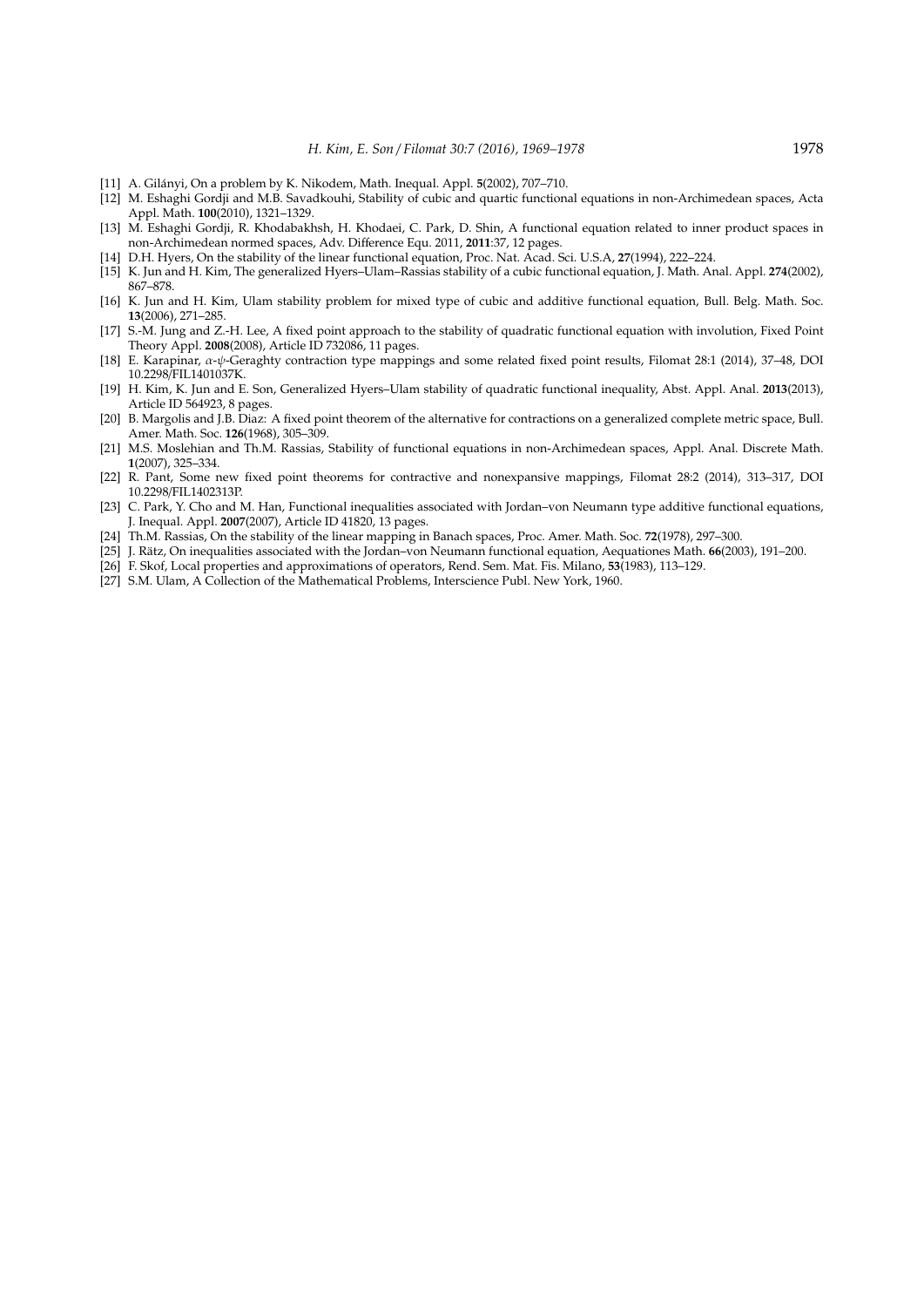[11] A. Gilányi, On a problem by K. Nikodem, Math. Inequal. Appl. **5**(2002), 707–710.

[12] M. Eshaghi Gordji and M.B. Savadkouhi, Stability of cubic and quartic functional equations in non-Archimedean spaces, Acta Appl. Math. **100**(2010), 1321–1329.

[13] M. Eshaghi Gordji, R. Khodabakhsh, H. Khodaei, C. Park, D. Shin, A functional equation related to inner product spaces in non-Archimedean normed spaces, Adv. Difference Equ. 2011, **2011**:37, 12 pages.

[14] D.H. Hyers, On the stability of the linear functional equation, Proc. Nat. Acad. Sci. U.S.A, **27**(1994), 222–224.

[15] K. Jun and H. Kim, The generalized Hyers–Ulam–Rassias stability of a cubic functional equation, J. Math. Anal. Appl. **274**(2002), 867–878.

[16] K. Jun and H. Kim, Ulam stability problem for mixed type of cubic and additive functional equation, Bull. Belg. Math. Soc. **13**(2006), 271–285.

[17] S.-M. Jung and Z.-H. Lee, A fixed point approach to the stability of quadratic functional equation with involution, Fixed Point Theory Appl. **2008**(2008), Article ID 732086, 11 pages.

[18] E. Karapinar, $\alpha$-$\psi$-Geraghty contraction type mappings and some related fixed point results, Filomat 28:1 (2014), 37–48, DOI 10.2298/FIL1401037K.

[19] H. Kim, K. Jun and E. Son, Generalized Hyers–Ulam stability of quadratic functional inequality, Abst. Appl. Anal. **2013**(2013), Article ID 564923, 8 pages.

[20] B. Margolis and J.B. Diaz: A fixed point theorem of the alternative for contractions on a generalized complete metric space, Bull. Amer. Math. Soc. **126**(1968), 305–309.

[21] M.S. Moslehian and Th.M. Rassias, Stability of functional equations in non-Archimedean spaces, Appl. Anal. Discrete Math. **1**(2007), 325–334.

[22] R. Pant, Some new fixed point theorems for contractive and nonexpansive mappings, Filomat 28:2 (2014), 313–317, DOI 10.2298/FIL1402313P.

[23] C. Park, Y. Cho and M. Han, Functional inequalities associated with Jordan–von Neumann type additive functional equations, J. Inequal. Appl. **2007**(2007), Article ID 41820, 13 pages.

[24] Th.M. Rassias, On the stability of the linear mapping in Banach spaces, Proc. Amer. Math. Soc. **72**(1978), 297–300.

[25] J. Rätz, On inequalities associated with the Jordan–von Neumann functional equation, Aequationes Math. **66**(2003), 191–200.

[26] F. Skof, Local properties and approximations of operators, Rend. Sem. Mat. Fis. Milano, **53**(1983), 113–129.

[27] S.M. Ulam, A Collection of the Mathematical Problems, Interscience Publ. New York, 1960.